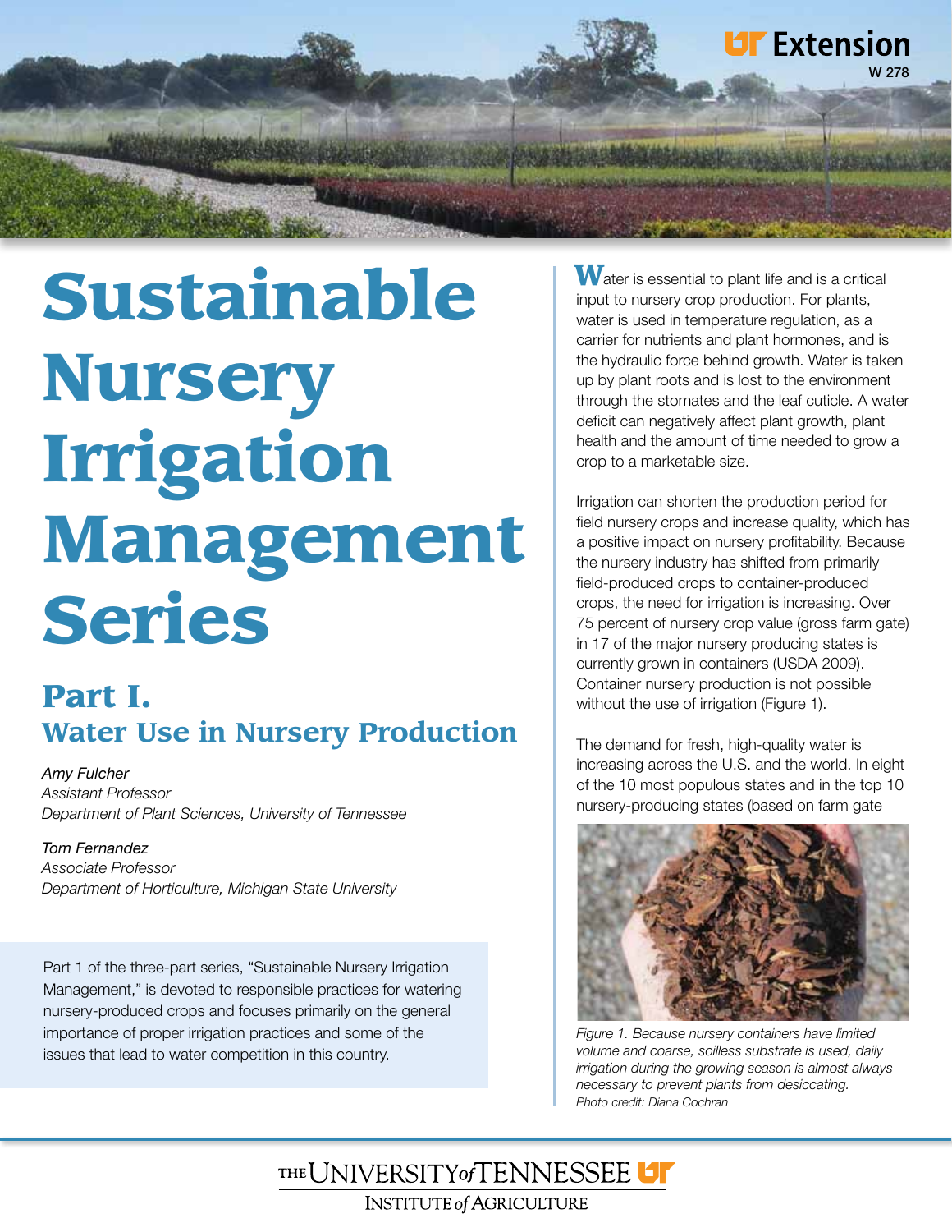UT Extension
W 278

# Sustainable Nursery Irrigation Management Series

## Part I.
## Water Use in Nursery Production

*Amy Fulcher*
*Assistant Professor*
*Department of Plant Sciences, University of Tennessee*

*Tom Fernandez*
*Associate Professor*
*Department of Horticulture, Michigan State University*

Part 1 of the three-part series, "Sustainable Nursery Irrigation Management," is devoted to responsible practices for watering nursery-produced crops and focuses primarily on the general importance of proper irrigation practices and some of the issues that lead to water competition in this country.

Water is essential to plant life and is a critical input to nursery crop production. For plants, water is used in temperature regulation, as a carrier for nutrients and plant hormones, and is the hydraulic force behind growth. Water is taken up by plant roots and is lost to the environment through the stomates and the leaf cuticle. A water deficit can negatively affect plant growth, plant health and the amount of time needed to grow a crop to a marketable size.

Irrigation can shorten the production period for field nursery crops and increase quality, which has a positive impact on nursery profitability. Because the nursery industry has shifted from primarily field-produced crops to container-produced crops, the need for irrigation is increasing. Over 75 percent of nursery crop value (gross farm gate) in 17 of the major nursery producing states is currently grown in containers (USDA 2009). Container nursery production is not possible without the use of irrigation (Figure 1).

The demand for fresh, high-quality water is increasing across the U.S. and the world. In eight of the 10 most populous states and in the top 10 nursery-producing states (based on farm gate

*Figure 1. Because nursery containers have limited volume and coarse, soilless substrate is used, daily irrigation during the growing season is almost always necessary to prevent plants from desiccating.*
*Photo credit: Diana Cochran*

THE UNIVERSITY of TENNESSEE
INSTITUTE of AGRICULTURE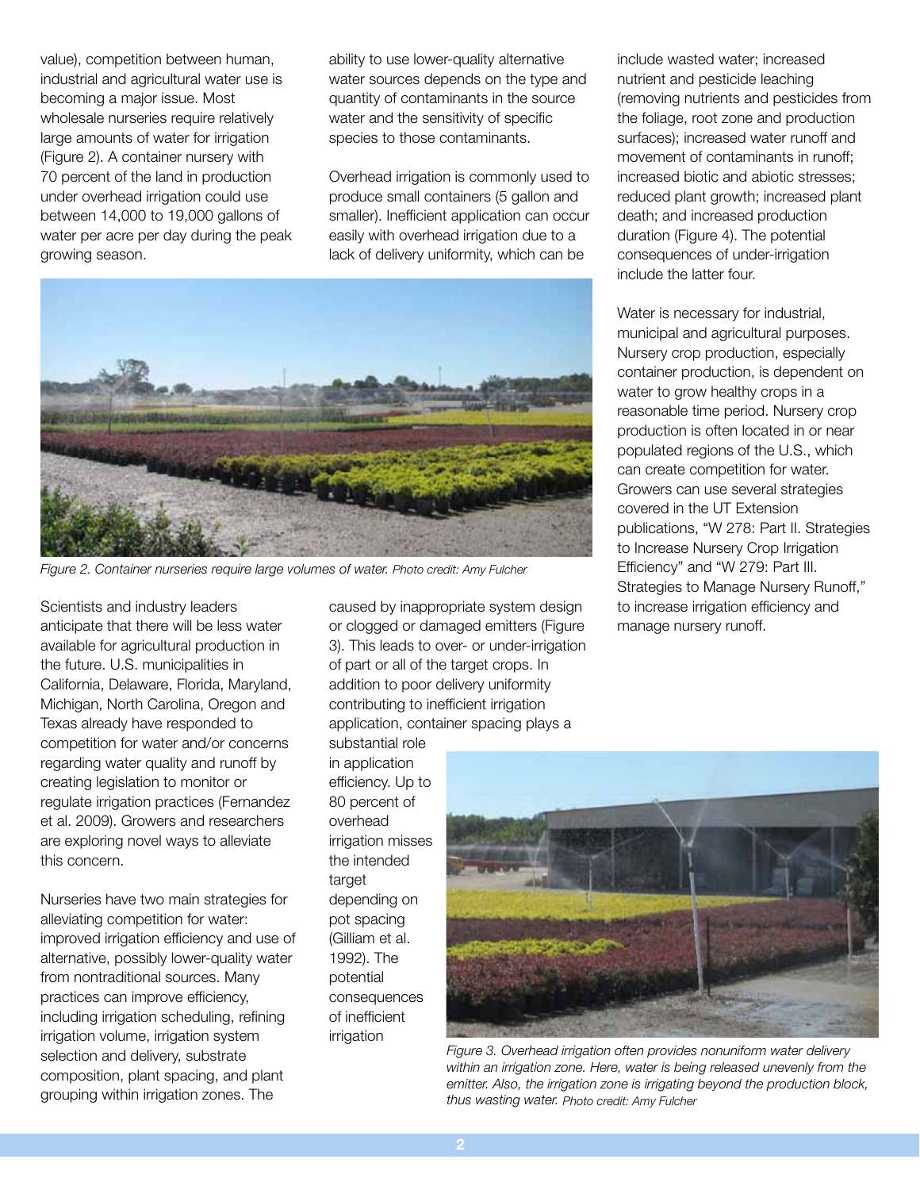value), competition between human, industrial and agricultural water use is becoming a major issue. Most wholesale nurseries require relatively large amounts of water for irrigation (Figure 2). A container nursery with 70 percent of the land in production under overhead irrigation could use between 14,000 to 19,000 gallons of water per acre per day during the peak growing season.

*Figure 2. Container nurseries require large volumes of water.* Photo credit: Amy Fulcher

Scientists and industry leaders anticipate that there will be less water available for agricultural production in the future. U.S. municipalities in California, Delaware, Florida, Maryland, Michigan, North Carolina, Oregon and Texas already have responded to competition for water and/or concerns regarding water quality and runoff by creating legislation to monitor or regulate irrigation practices (Fernandez et al. 2009). Growers and researchers are exploring novel ways to alleviate this concern.

Nurseries have two main strategies for alleviating competition for water: improved irrigation efficiency and use of alternative, possibly lower-quality water from nontraditional sources. Many practices can improve efficiency, including irrigation scheduling, refining irrigation volume, irrigation system selection and delivery, substrate composition, plant spacing, and plant grouping within irrigation zones. The ability to use lower-quality alternative water sources depends on the type and quantity of contaminants in the source water and the sensitivity of specific species to those contaminants.

Overhead irrigation is commonly used to produce small containers (5 gallon and smaller). Inefficient application can occur easily with overhead irrigation due to a lack of delivery uniformity, which can be caused by inappropriate system design or clogged or damaged emitters (Figure 3). This leads to over- or under-irrigation of part or all of the target crops. In addition to poor delivery uniformity contributing to inefficient irrigation application, container spacing plays a substantial role in application efficiency. Up to 80 percent of overhead irrigation misses the intended target depending on pot spacing (Gilliam et al. 1992). The potential consequences of inefficient irrigation include wasted water; increased nutrient and pesticide leaching (removing nutrients and pesticides from the foliage, root zone and production surfaces); increased water runoff and movement of contaminants in runoff; increased biotic and abiotic stresses; reduced plant growth; increased plant death; and increased production duration (Figure 4). The potential consequences of under-irrigation include the latter four.

*Figure 3. Overhead irrigation often provides nonuniform water delivery within an irrigation zone. Here, water is being released unevenly from the emitter. Also, the irrigation zone is irrigating beyond the production block, thus wasting water.* Photo credit: Amy Fulcher

Water is necessary for industrial, municipal and agricultural purposes. Nursery crop production, especially container production, is dependent on water to grow healthy crops in a reasonable time period. Nursery crop production is often located in or near populated regions of the U.S., which can create competition for water. Growers can use several strategies covered in the UT Extension publications, "W 278: Part II. Strategies to Increase Nursery Crop Irrigation Efficiency" and "W 279: Part III. Strategies to Manage Nursery Runoff," to increase irrigation efficiency and manage nursery runoff.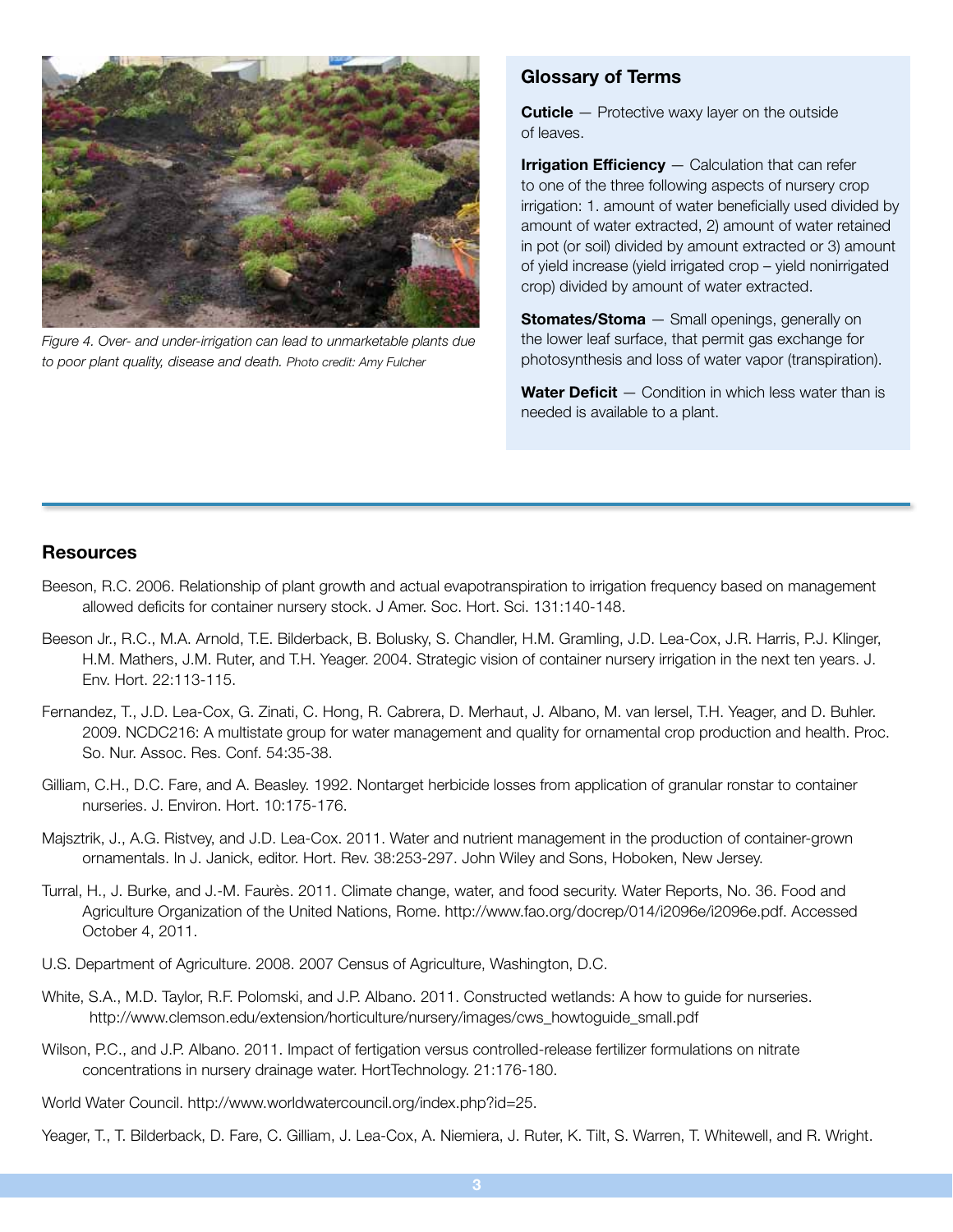*Figure 4. Over- and under-irrigation can lead to unmarketable plants due to poor plant quality, disease and death.* Photo credit: Amy Fulcher

## Glossary of Terms

**Cuticle** — Protective waxy layer on the outside of leaves.

**Irrigation Efficiency** — Calculation that can refer to one of the three following aspects of nursery crop irrigation: 1. amount of water beneficially used divided by amount of water extracted, 2) amount of water retained in pot (or soil) divided by amount extracted or 3) amount of yield increase (yield irrigated crop – yield nonirrigated crop) divided by amount of water extracted.

**Stomates/Stoma** — Small openings, generally on the lower leaf surface, that permit gas exchange for photosynthesis and loss of water vapor (transpiration).

**Water Deficit** — Condition in which less water than is needed is available to a plant.

## Resources

Beeson, R.C. 2006. Relationship of plant growth and actual evapotranspiration to irrigation frequency based on management allowed deficits for container nursery stock. J Amer. Soc. Hort. Sci. 131:140-148.

Beeson Jr., R.C., M.A. Arnold, T.E. Bilderback, B. Bolusky, S. Chandler, H.M. Gramling, J.D. Lea-Cox, J.R. Harris, P.J. Klinger, H.M. Mathers, J.M. Ruter, and T.H. Yeager. 2004. Strategic vision of container nursery irrigation in the next ten years. J. Env. Hort. 22:113-115.

Fernandez, T., J.D. Lea-Cox, G. Zinati, C. Hong, R. Cabrera, D. Merhaut, J. Albano, M. van Iersel, T.H. Yeager, and D. Buhler. 2009. NCDC216: A multistate group for water management and quality for ornamental crop production and health. Proc. So. Nur. Assoc. Res. Conf. 54:35-38.

Gilliam, C.H., D.C. Fare, and A. Beasley. 1992. Nontarget herbicide losses from application of granular ronstar to container nurseries. J. Environ. Hort. 10:175-176.

Majsztrik, J., A.G. Ristvey, and J.D. Lea-Cox. 2011. Water and nutrient management in the production of container-grown ornamentals. In J. Janick, editor. Hort. Rev. 38:253-297. John Wiley and Sons, Hoboken, New Jersey.

Turral, H., J. Burke, and J.-M. Faurès. 2011. Climate change, water, and food security. Water Reports, No. 36. Food and Agriculture Organization of the United Nations, Rome. http://www.fao.org/docrep/014/i2096e/i2096e.pdf. Accessed October 4, 2011.

U.S. Department of Agriculture. 2008. 2007 Census of Agriculture, Washington, D.C.

White, S.A., M.D. Taylor, R.F. Polomski, and J.P. Albano. 2011. Constructed wetlands: A how to guide for nurseries. http://www.clemson.edu/extension/horticulture/nursery/images/cws_howtoguide_small.pdf

Wilson, P.C., and J.P. Albano. 2011. Impact of fertigation versus controlled-release fertilizer formulations on nitrate concentrations in nursery drainage water. HortTechnology. 21:176-180.

World Water Council. http://www.worldwatercouncil.org/index.php?id=25.

Yeager, T., T. Bilderback, D. Fare, C. Gilliam, J. Lea-Cox, A. Niemiera, J. Ruter, K. Tilt, S. Warren, T. Whitewell, and R. Wright.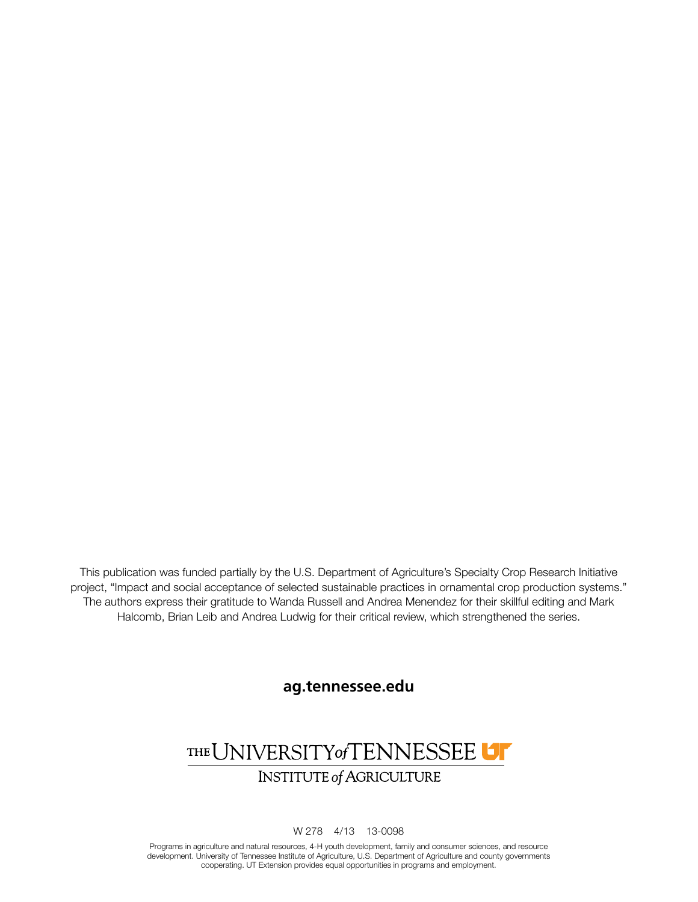This publication was funded partially by the U.S. Department of Agriculture's Specialty Crop Research Initiative project, "Impact and social acceptance of selected sustainable practices in ornamental crop production systems." The authors express their gratitude to Wanda Russell and Andrea Menendez for their skillful editing and Mark Halcomb, Brian Leib and Andrea Ludwig for their critical review, which strengthened the series.

**ag.tennessee.edu**

THE UNIVERSITY of TENNESSEE

INSTITUTE of AGRICULTURE

W 278 4/13 13-0098

Programs in agriculture and natural resources, 4-H youth development, family and consumer sciences, and resource development. University of Tennessee Institute of Agriculture, U.S. Department of Agriculture and county governments cooperating. UT Extension provides equal opportunities in programs and employment.